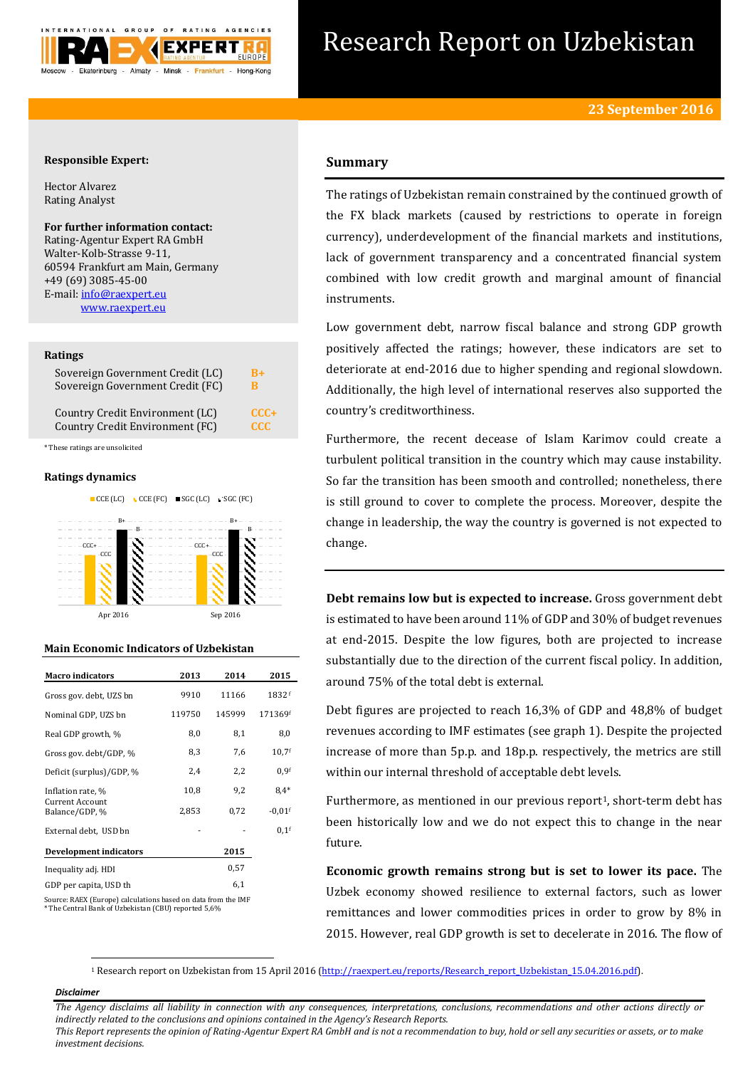# Research Report on Uzbekistan

**23 September 2016**

**Responsible Expert:**

Hector Alvarez
Rating Analyst

**For further information contact:**
Rating-Agentur Expert RA GmbH
Walter-Kolb-Strasse 9-11,
60594 Frankfurt am Main, Germany
+49 (69) 3085-45-00
E-mail: info@raexpert.eu
www.raexpert.eu

## Ratings

| | |
|---|---|
| Sovereign Government Credit (LC) | B+ |
| Sovereign Government Credit (FC) | B |
| Country Credit Environment (LC) | CCC+ |
| Country Credit Environment (FC) | CCC |

*These ratings are unsolicited

## Ratings dynamics

| | CCE (LC) | CCE (FC) | SGC (LC) | SGC (FC) |
|---|---|---|---|---|
| Apr 2016 | CCC+ | CCC | B+ | B |
| Sep 2016 | CCC+ | CCC | B+ | B |

## Main Economic Indicators of Uzbekistan

| Macro indicators | 2013 | 2014 | 2015 |
|---|---|---|---|
| Gross gov. debt, UZS bn | 9910 | 11166 | 1832[f] |
| Nominal GDP, UZS bn | 119750 | 145999 | 171369[f] |
| Real GDP growth, % | 8,0 | 8,1 | 8,0 |
| Gross gov. debt/GDP, % | 8,3 | 7,6 | 10,7[f] |
| Deficit (surplus)/GDP, % | 2,4 | 2,2 | 0,9[f] |
| Inflation rate, % | 10,8 | 9,2 | 8,4* |
| Current Account Balance/GDP, % | 2,853 | 0,72 | -0,01[f] |
| External debt, USD bn | - | - | 0,1[f] |

| Development indicators | 2015 |
|---|---|
| Inequality adj. HDI | 0,57 |
| GDP per capita, USD th | 6,1 |

Source: RAEX (Europe) calculations based on data from the IMF
*The Central Bank of Uzbekistan (CBU) reported 5,6%

## Summary

The ratings of Uzbekistan remain constrained by the continued growth of the FX black markets (caused by restrictions to operate in foreign currency), underdevelopment of the financial markets and institutions, lack of government transparency and a concentrated financial system combined with low credit growth and marginal amount of financial instruments.

Low government debt, narrow fiscal balance and strong GDP growth positively affected the ratings; however, these indicators are set to deteriorate at end-2016 due to higher spending and regional slowdown. Additionally, the high level of international reserves also supported the country's creditworthiness.

Furthermore, the recent decease of Islam Karimov could create a turbulent political transition in the country which may cause instability. So far the transition has been smooth and controlled; nonetheless, there is still ground to cover to complete the process. Moreover, despite the change in leadership, the way the country is governed is not expected to change.

**Debt remains low but is expected to increase.** Gross government debt is estimated to have been around 11% of GDP and 30% of budget revenues at end-2015. Despite the low figures, both are projected to increase substantially due to the direction of the current fiscal policy. In addition, around 75% of the total debt is external.

Debt figures are projected to reach 16,3% of GDP and 48,8% of budget revenues according to IMF estimates (see graph 1). Despite the projected increase of more than 5p.p. and 18p.p. respectively, the metrics are still within our internal threshold of acceptable debt levels.

Furthermore, as mentioned in our previous report[1], short-term debt has been historically low and we do not expect this to change in the near future.

**Economic growth remains strong but is set to lower its pace.** The Uzbek economy showed resilience to external factors, such as lower remittances and lower commodities prices in order to grow by 8% in 2015. However, real GDP growth is set to decelerate in 2016. The flow of

[1] Research report on Uzbekistan from 15 April 2016 (http://raexpert.eu/reports/Research_report_Uzbekistan_15.04.2016.pdf).

***Disclaimer***

*The Agency disclaims all liability in connection with any consequences, interpretations, conclusions, recommendations and other actions directly or indirectly related to the conclusions and opinions contained in the Agency's Research Reports.*
*This Report represents the opinion of Rating-Agentur Expert RA GmbH and is not a recommendation to buy, hold or sell any securities or assets, or to make investment decisions.*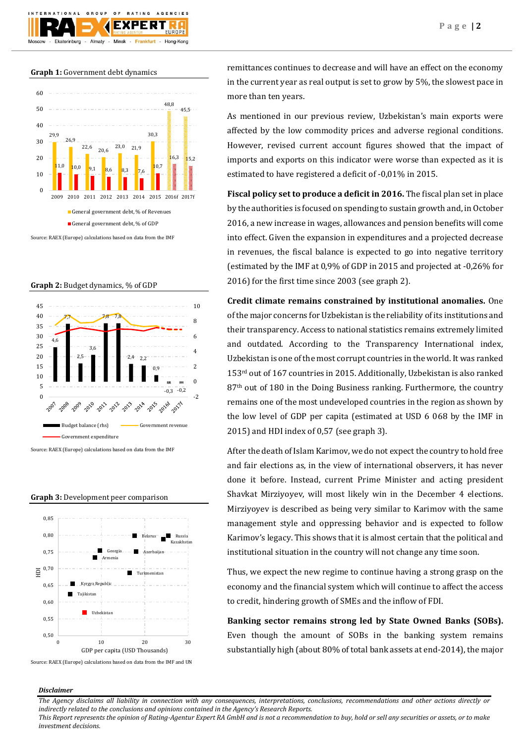**Graph 1:** Government debt dynamics

| | 2009 | 2010 | 2011 | 2012 | 2013 | 2014 | 2015 | 2016f | 2017f |
|---|---|---|---|---|---|---|---|---|---|
| General government debt, % of Revenues | 29,9 | 26,9 | 22,6 | 20,6 | 23,0 | 21,9 | 30,3 | 48,8 | 45,5 |
| General government debt, % of GDP | 11,0 | 10,0 | 9,1 | 8,6 | 8,3 | 7,6 | 10,7 | 16,3 | 15,2 |

Source: RAEX (Europe) calculations based on data from the IMF

**Graph 2:** Budget dynamics, % of GDP

| | 2007 | 2008 | 2009 | 2010 | 2011 | 2012 | 2013 | 2014 | 2015 | 2016f | 2017f |
|---|---|---|---|---|---|---|---|---|---|---|---|
| Budget balance (rhs) | 4,6 | 7,7 | 2,5 | 3,6 | 7,8 | 7,8 | 2,4 | 2,2 | 0,9 | -0,3 | -0,2 |

Legend: Budget balance (rhs), Government revenue, Government expenditure

Source: RAEX (Europe) calculations based on data from the IMF

**Graph 3:** Development peer comparison

Countries shown (HDI vs. GDP per capita (USD Thousands)): Belarus, Russia, Kazakhstan, Georgia, Azerbaijan, Armenia, Turkmenistan, Kyrgyz Republic, Tajikistan, Uzbekistan

Source: RAEX (Europe) calculations based on data from the IMF and UN

remittances continues to decrease and will have an effect on the economy in the current year as real output is set to grow by 5%, the slowest pace in more than ten years.

As mentioned in our previous review, Uzbekistan's main exports were affected by the low commodity prices and adverse regional conditions. However, revised current account figures showed that the impact of imports and exports on this indicator were worse than expected as it is estimated to have registered a deficit of -0,01% in 2015.

**Fiscal policy set to produce a deficit in 2016.** The fiscal plan set in place by the authorities is focused on spending to sustain growth and, in October 2016, a new increase in wages, allowances and pension benefits will come into effect. Given the expansion in expenditures and a projected decrease in revenues, the fiscal balance is expected to go into negative territory (estimated by the IMF at 0,9% of GDP in 2015 and projected at -0,26% for 2016) for the first time since 2003 (see graph 2).

**Credit climate remains constrained by institutional anomalies.** One of the major concerns for Uzbekistan is the reliability of its institutions and their transparency. Access to national statistics remains extremely limited and outdated. According to the Transparency International index, Uzbekistan is one of the most corrupt countries in the world. It was ranked 153rd out of 167 countries in 2015. Additionally, Uzbekistan is also ranked 87th out of 180 in the Doing Business ranking. Furthermore, the country remains one of the most undeveloped countries in the region as shown by the low level of GDP per capita (estimated at USD 6 068 by the IMF in 2015) and HDI index of 0,57 (see graph 3).

After the death of Islam Karimov, we do not expect the country to hold free and fair elections as, in the view of international observers, it has never done it before. Instead, current Prime Minister and acting president Shavkat Mirziyoyev, will most likely win in the December 4 elections. Mirziyoyev is described as being very similar to Karimov with the same management style and oppressing behavior and is expected to follow Karimov's legacy. This shows that it is almost certain that the political and institutional situation in the country will not change any time soon.

Thus, we expect the new regime to continue having a strong grasp on the economy and the financial system which will continue to affect the access to credit, hindering growth of SMEs and the inflow of FDI.

**Banking sector remains strong led by State Owned Banks (SOBs).** Even though the amount of SOBs in the banking system remains substantially high (about 80% of total bank assets at end-2014), the major

***Disclaimer***

*The Agency disclaims all liability in connection with any consequences, interpretations, conclusions, recommendations and other actions directly or indirectly related to the conclusions and opinions contained in the Agency's Research Reports.*
*This Report represents the opinion of Rating-Agentur Expert RA GmbH and is not a recommendation to buy, hold or sell any securities or assets, or to make investment decisions.*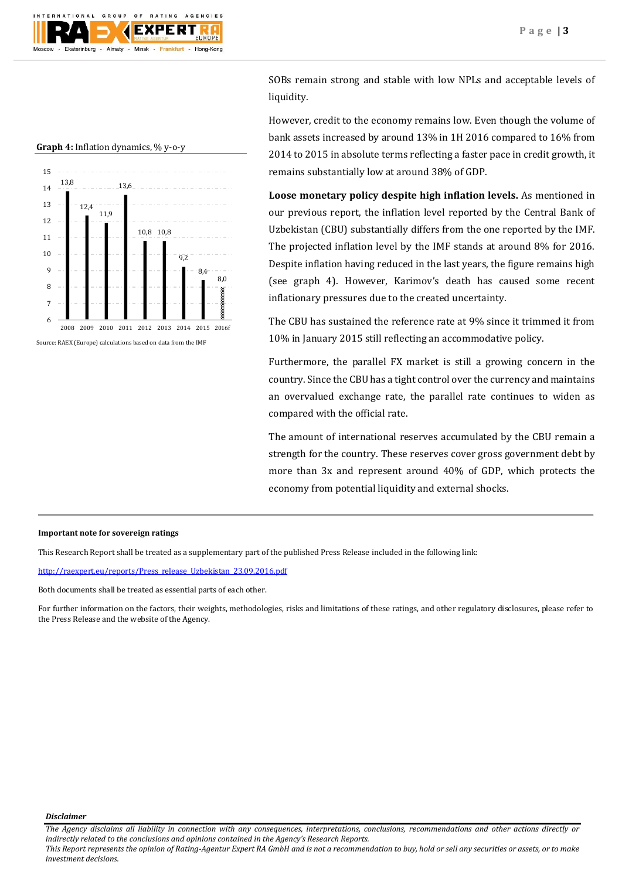**Graph 4:** Inflation dynamics, % y-o-y

15
14
13
12
11
10
9
8
7
6

13,8
12,4
11,9
13,6
10,8
10,8
9,2
8,4
8,0

2008 2009 2010 2011 2012 2013 2014 2015 2016f

Source: RAEX (Europe) calculations based on data from the IMF

SOBs remain strong and stable with low NPLs and acceptable levels of liquidity.

However, credit to the economy remains low. Even though the volume of bank assets increased by around 13% in 1H 2016 compared to 16% from 2014 to 2015 in absolute terms reflecting a faster pace in credit growth, it remains substantially low at around 38% of GDP.

**Loose monetary policy despite high inflation levels.** As mentioned in our previous report, the inflation level reported by the Central Bank of Uzbekistan (CBU) substantially differs from the one reported by the IMF. The projected inflation level by the IMF stands at around 8% for 2016. Despite inflation having reduced in the last years, the figure remains high (see graph 4). However, Karimov's death has caused some recent inflationary pressures due to the created uncertainty.

The CBU has sustained the reference rate at 9% since it trimmed it from 10% in January 2015 still reflecting an accommodative policy.

Furthermore, the parallel FX market is still a growing concern in the country. Since the CBU has a tight control over the currency and maintains an overvalued exchange rate, the parallel rate continues to widen as compared with the official rate.

The amount of international reserves accumulated by the CBU remain a strength for the country. These reserves cover gross government debt by more than 3x and represent around 40% of GDP, which protects the economy from potential liquidity and external shocks.

---

**Important note for sovereign ratings**

This Research Report shall be treated as a supplementary part of the published Press Release included in the following link:

http://raexpert.eu/reports/Press_release_Uzbekistan_23.09.2016.pdf

Both documents shall be treated as essential parts of each other.

For further information on the factors, their weights, methodologies, risks and limitations of these ratings, and other regulatory disclosures, please refer to the Press Release and the website of the Agency.

***Disclaimer***

*The Agency disclaims all liability in connection with any consequences, interpretations, conclusions, recommendations and other actions directly or indirectly related to the conclusions and opinions contained in the Agency's Research Reports.*
*This Report represents the opinion of Rating-Agentur Expert RA GmbH and is not a recommendation to buy, hold or sell any securities or assets, or to make investment decisions.*